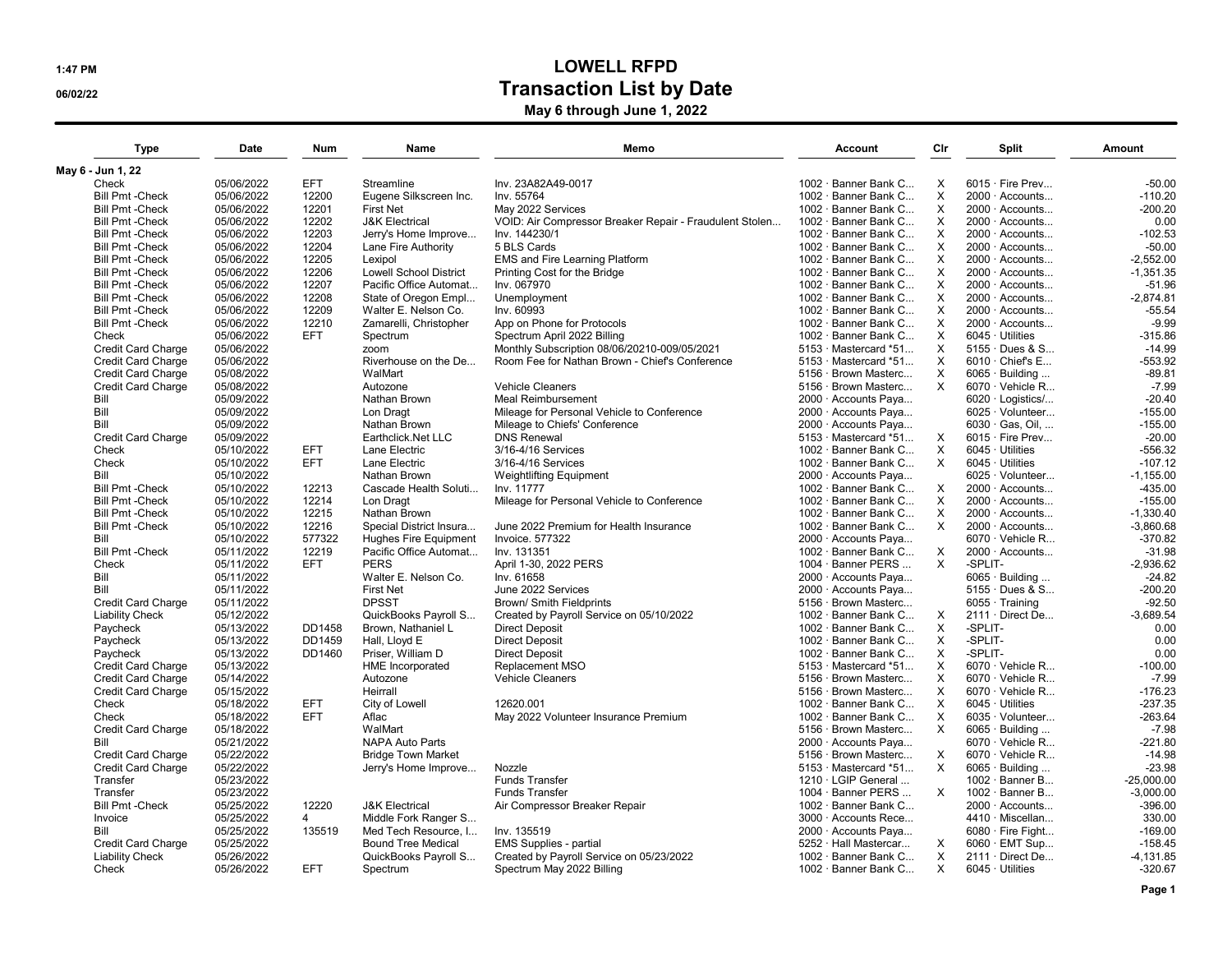# LOWELL RFPD

## Transaction List by Date

### May 6 through June 1, 2022

1:47 PM
06/02/22

| Type | Date | Num | Name | Memo | Account | Clr | Split | Amount |
|---|---|---|---|---|---|---|---|---|
| May 6 - Jun 1, 22 | | | | | | | | |
| Check | 05/06/2022 | EFT | Streamline | Inv. 23A82A49-0017 | 1002 · Banner Bank C... | X | 6015 · Fire Prev... | -50.00 |
| Bill Pmt -Check | 05/06/2022 | 12200 | Eugene Silkscreen Inc. | Inv. 55764 | 1002 · Banner Bank C... | X | 2000 · Accounts... | -110.20 |
| Bill Pmt -Check | 05/06/2022 | 12201 | First Net | May 2022 Services | 1002 · Banner Bank C... | X | 2000 · Accounts... | -200.20 |
| Bill Pmt -Check | 05/06/2022 | 12202 | J&K Electrical | VOID: Air Compressor Breaker Repair - Fraudulent Stolen... | 1002 · Banner Bank C... | X | 2000 · Accounts... | 0.00 |
| Bill Pmt -Check | 05/06/2022 | 12203 | Jerry's Home Improve... | Inv. 144230/1 | 1002 · Banner Bank C... | X | 2000 · Accounts... | -102.53 |
| Bill Pmt -Check | 05/06/2022 | 12204 | Lane Fire Authority | 5 BLS Cards | 1002 · Banner Bank C... | X | 2000 · Accounts... | -50.00 |
| Bill Pmt -Check | 05/06/2022 | 12205 | Lexipol | EMS and Fire Learning Platform | 1002 · Banner Bank C... | X | 2000 · Accounts... | -2,552.00 |
| Bill Pmt -Check | 05/06/2022 | 12206 | Lowell School District | Printing Cost for the Bridge | 1002 · Banner Bank C... | X | 2000 · Accounts... | -1,351.35 |
| Bill Pmt -Check | 05/06/2022 | 12207 | Pacific Office Automat... | Inv. 067970 | 1002 · Banner Bank C... | X | 2000 · Accounts... | -51.96 |
| Bill Pmt -Check | 05/06/2022 | 12208 | State of Oregon Empl... | Unemployment | 1002 · Banner Bank C... | X | 2000 · Accounts... | -2,874.81 |
| Bill Pmt -Check | 05/06/2022 | 12209 | Walter E. Nelson Co. | Inv. 60993 | 1002 · Banner Bank C... | X | 2000 · Accounts... | -55.54 |
| Bill Pmt -Check | 05/06/2022 | 12210 | Zamarelli, Christopher | App on Phone for Protocols | 1002 · Banner Bank C... | X | 2000 · Accounts... | -9.99 |
| Check | 05/06/2022 | EFT | Spectrum | Spectrum April 2022 Billing | 1002 · Banner Bank C... | X | 6045 · Utilities | -315.86 |
| Credit Card Charge | 05/06/2022 | | zoom | Monthly Subscription 08/06/20210-009/05/2021 | 5153 · Mastercard *51... | X | 5155 · Dues & S... | -14.99 |
| Credit Card Charge | 05/06/2022 | | Riverhouse on the De... | Room Fee for Nathan Brown - Chief's Conference | 5153 · Mastercard *51... | X | 6010 · Chief's E... | -553.92 |
| Credit Card Charge | 05/08/2022 | | WalMart | | 5156 · Brown Masterc... | X | 6065 · Building ... | -89.81 |
| Credit Card Charge | 05/08/2022 | | Autozone | Vehicle Cleaners | 5156 · Brown Masterc... | X | 6070 · Vehicle R... | -7.99 |
| Bill | 05/09/2022 | | Nathan Brown | Meal Reimbursement | 2000 · Accounts Paya... | | 6020 · Logistics/... | -20.40 |
| Bill | 05/09/2022 | | Lon Dragt | Mileage for Personal Vehicle to Conference | 2000 · Accounts Paya... | | 6025 · Volunteer... | -155.00 |
| Bill | 05/09/2022 | | Nathan Brown | Mileage to Chiefs' Conference | 2000 · Accounts Paya... | | 6030 · Gas, Oil, ... | -155.00 |
| Credit Card Charge | 05/09/2022 | | Earthclick.Net LLC | DNS Renewal | 5153 · Mastercard *51... | X | 6015 · Fire Prev... | -20.00 |
| Check | 05/10/2022 | EFT | Lane Electric | 3/16-4/16 Services | 1002 · Banner Bank C... | X | 6045 · Utilities | -556.32 |
| Check | 05/10/2022 | EFT | Lane Electric | 3/16-4/16 Services | 1002 · Banner Bank C... | X | 6045 · Utilities | -107.12 |
| Bill | 05/10/2022 | | Nathan Brown | Weightlifting Equipment | 2000 · Accounts Paya... | | 6025 · Volunteer... | -1,155.00 |
| Bill Pmt -Check | 05/10/2022 | 12213 | Cascade Health Soluti... | Inv. 11777 | 1002 · Banner Bank C... | X | 2000 · Accounts... | -435.00 |
| Bill Pmt -Check | 05/10/2022 | 12214 | Lon Dragt | Mileage for Personal Vehicle to Conference | 1002 · Banner Bank C... | X | 2000 · Accounts... | -155.00 |
| Bill Pmt -Check | 05/10/2022 | 12215 | Nathan Brown | | 1002 · Banner Bank C... | X | 2000 · Accounts... | -1,330.40 |
| Bill Pmt -Check | 05/10/2022 | 12216 | Special District Insura... | June 2022 Premium for Health Insurance | 1002 · Banner Bank C... | X | 2000 · Accounts... | -3,860.68 |
| Bill | 05/10/2022 | 577322 | Hughes Fire Equipment | Invoice. 577322 | 2000 · Accounts Paya... | | 6070 · Vehicle R... | -370.82 |
| Bill Pmt -Check | 05/11/2022 | 12219 | Pacific Office Automat... | Inv. 131351 | 1002 · Banner Bank C... | X | 2000 · Accounts... | -31.98 |
| Check | 05/11/2022 | EFT | PERS | April 1-30, 2022 PERS | 1004 · Banner PERS ... | X | -SPLIT- | -2,936.62 |
| Bill | 05/11/2022 | | Walter E. Nelson Co. | Inv. 61658 | 2000 · Accounts Paya... | | 6065 · Building ... | -24.82 |
| Bill | 05/11/2022 | | First Net | June 2022 Services | 2000 · Accounts Paya... | | 5155 · Dues & S... | -200.20 |
| Credit Card Charge | 05/11/2022 | | DPSST | Brown/ Smith Fieldprints | 5156 · Brown Masterc... | | 6055 · Training | -92.50 |
| Liability Check | 05/12/2022 | | QuickBooks Payroll S... | Created by Payroll Service on 05/10/2022 | 1002 · Banner Bank C... | X | 2111 · Direct De... | -3,689.54 |
| Paycheck | 05/13/2022 | DD1458 | Brown, Nathaniel L | Direct Deposit | 1002 · Banner Bank C... | X | -SPLIT- | 0.00 |
| Paycheck | 05/13/2022 | DD1459 | Hall, Lloyd E | Direct Deposit | 1002 · Banner Bank C... | X | -SPLIT- | 0.00 |
| Paycheck | 05/13/2022 | DD1460 | Priser, William D | Direct Deposit | 1002 · Banner Bank C... | X | -SPLIT- | 0.00 |
| Credit Card Charge | 05/13/2022 | | HME Incorporated | Replacement MSO | 5153 · Mastercard *51... | X | 6070 · Vehicle R... | -100.00 |
| Credit Card Charge | 05/14/2022 | | Autozone | Vehicle Cleaners | 5156 · Brown Masterc... | X | 6070 · Vehicle R... | -7.99 |
| Credit Card Charge | 05/15/2022 | | Heirrall | | 5156 · Brown Masterc... | X | 6070 · Vehicle R... | -176.23 |
| Check | 05/18/2022 | EFT | City of Lowell | 12620.001 | 1002 · Banner Bank C... | X | 6045 · Utilities | -237.35 |
| Check | 05/18/2022 | EFT | Aflac | May 2022 Volunteer Insurance Premium | 1002 · Banner Bank C... | X | 6035 · Volunteer... | -263.64 |
| Credit Card Charge | 05/18/2022 | | WalMart | | 5156 · Brown Masterc... | X | 6065 · Building ... | -7.98 |
| Bill | 05/21/2022 | | NAPA Auto Parts | | 2000 · Accounts Paya... | | 6070 · Vehicle R... | -221.80 |
| Credit Card Charge | 05/22/2022 | | Bridge Town Market | | 5156 · Brown Masterc... | X | 6070 · Vehicle R... | -14.98 |
| Credit Card Charge | 05/22/2022 | | Jerry's Home Improve... | Nozzle | 5153 · Mastercard *51... | X | 6065 · Building ... | -23.98 |
| Transfer | 05/23/2022 | | | Funds Transfer | 1210 · LGIP General ... | | 1002 · Banner B... | -25,000.00 |
| Transfer | 05/23/2022 | | | Funds Transfer | 1004 · Banner PERS ... | X | 1002 · Banner B... | -3,000.00 |
| Bill Pmt -Check | 05/25/2022 | 12220 | J&K Electrical | Air Compressor Breaker Repair | 1002 · Banner Bank C... | | 2000 · Accounts... | -396.00 |
| Invoice | 05/25/2022 | 4 | Middle Fork Ranger S... | | 3000 · Accounts Rece... | | 4410 · Miscellan... | 330.00 |
| Bill | 05/25/2022 | 135519 | Med Tech Resource, I... | Inv. 135519 | 2000 · Accounts Paya... | | 6080 · Fire Fight... | -169.00 |
| Credit Card Charge | 05/25/2022 | | Bound Tree Medical | EMS Supplies - partial | 5252 · Hall Mastercar... | X | 6060 · EMT Sup... | -158.45 |
| Liability Check | 05/26/2022 | | QuickBooks Payroll S... | Created by Payroll Service on 05/23/2022 | 1002 · Banner Bank C... | X | 2111 · Direct De... | -4,131.85 |
| Check | 05/26/2022 | EFT | Spectrum | Spectrum May 2022 Billing | 1002 · Banner Bank C... | X | 6045 · Utilities | -320.67 |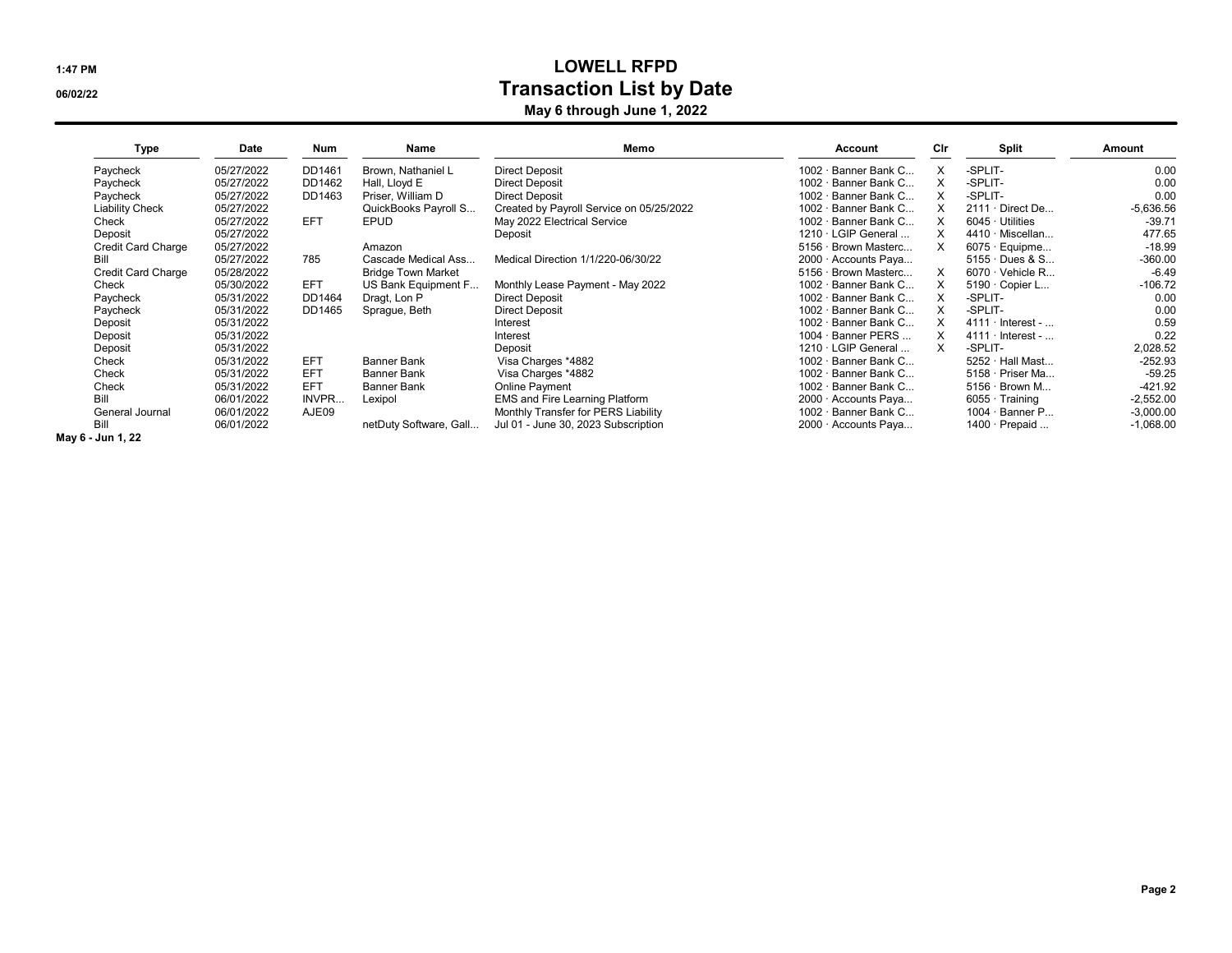# LOWELL RFPD

## Transaction List by Date

### May 6 through June 1, 2022

| Type | Date | Num | Name | Memo | Account | Clr | Split | Amount |
|---|---|---|---|---|---|---|---|---|
| Paycheck | 05/27/2022 | DD1461 | Brown, Nathaniel L | Direct Deposit | 1002 · Banner Bank C... | X | -SPLIT- | 0.00 |
| Paycheck | 05/27/2022 | DD1462 | Hall, Lloyd E | Direct Deposit | 1002 · Banner Bank C... | X | -SPLIT- | 0.00 |
| Paycheck | 05/27/2022 | DD1463 | Priser, William D | Direct Deposit | 1002 · Banner Bank C... | X | -SPLIT- | 0.00 |
| Liability Check | 05/27/2022 | | QuickBooks Payroll S... | Created by Payroll Service on 05/25/2022 | 1002 · Banner Bank C... | X | 2111 · Direct De... | -5,636.56 |
| Check | 05/27/2022 | EFT | EPUD | May 2022 Electrical Service | 1002 · Banner Bank C... | X | 6045 · Utilities | -39.71 |
| Deposit | 05/27/2022 | | | Deposit | 1210 · LGIP General ... | X | 4410 · Miscellan... | 477.65 |
| Credit Card Charge | 05/27/2022 | | Amazon | | 5156 · Brown Masterc... | X | 6075 · Equipme... | -18.99 |
| Bill | 05/27/2022 | 785 | Cascade Medical Ass... | Medical Direction 1/1/220-06/30/22 | 2000 · Accounts Paya... | | 5155 · Dues & S... | -360.00 |
| Credit Card Charge | 05/28/2022 | | Bridge Town Market | | 5156 · Brown Masterc... | X | 6070 · Vehicle R... | -6.49 |
| Check | 05/30/2022 | EFT | US Bank Equipment F... | Monthly Lease Payment - May 2022 | 1002 · Banner Bank C... | X | 5190 · Copier L... | -106.72 |
| Paycheck | 05/31/2022 | DD1464 | Dragt, Lon P | Direct Deposit | 1002 · Banner Bank C... | X | -SPLIT- | 0.00 |
| Paycheck | 05/31/2022 | DD1465 | Sprague, Beth | Direct Deposit | 1002 · Banner Bank C... | X | -SPLIT- | 0.00 |
| Deposit | 05/31/2022 | | | Interest | 1002 · Banner Bank C... | X | 4111 · Interest - ... | 0.59 |
| Deposit | 05/31/2022 | | | Interest | 1004 · Banner PERS ... | X | 4111 · Interest - ... | 0.22 |
| Deposit | 05/31/2022 | | | Deposit | 1210 · LGIP General ... | X | -SPLIT- | 2,028.52 |
| Check | 05/31/2022 | EFT | Banner Bank | Visa Charges *4882 | 1002 · Banner Bank C... | | 5252 · Hall Mast... | -252.93 |
| Check | 05/31/2022 | EFT | Banner Bank | Visa Charges *4882 | 1002 · Banner Bank C... | | 5158 · Priser Ma... | -59.25 |
| Check | 05/31/2022 | EFT | Banner Bank | Online Payment | 1002 · Banner Bank C... | | 5156 · Brown M... | -421.92 |
| Bill | 06/01/2022 | INVPR... | Lexipol | EMS and Fire Learning Platform | 2000 · Accounts Paya... | | 6055 · Training | -2,552.00 |
| General Journal | 06/01/2022 | AJE09 | | Monthly Transfer for PERS Liability | 1002 · Banner Bank C... | | 1004 · Banner P... | -3,000.00 |
| Bill | 06/01/2022 | | netDuty Software, Gall... | Jul 01 - June 30, 2023 Subscription | 2000 · Accounts Paya... | | 1400 · Prepaid ... | -1,068.00 |

**May 6 - Jun 1, 22**